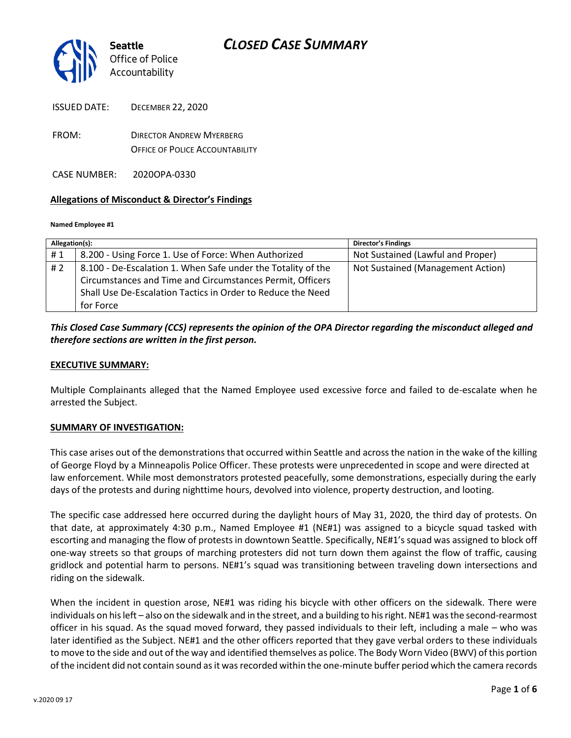# CLOSED CASE SUMMARY

**Seattle** Office of Police Accountability

ISSUED DATE: DECEMBER 22, 2020

FROM: DIRECTOR ANDREW MYERBERG
OFFICE OF POLICE ACCOUNTABILITY

CASE NUMBER: 2020OPA-0330

**Allegations of Misconduct & Director's Findings**

**Named Employee #1**

| Allegation(s): | | Director's Findings |
|---|---|---|
| # 1 | 8.200 - Using Force 1. Use of Force: When Authorized | Not Sustained (Lawful and Proper) |
| # 2 | 8.100 - De-Escalation 1. When Safe under the Totality of the Circumstances and Time and Circumstances Permit, Officers Shall Use De-Escalation Tactics in Order to Reduce the Need for Force | Not Sustained (Management Action) |

***This Closed Case Summary (CCS) represents the opinion of the OPA Director regarding the misconduct alleged and therefore sections are written in the first person.***

**EXECUTIVE SUMMARY:**

Multiple Complainants alleged that the Named Employee used excessive force and failed to de-escalate when he arrested the Subject.

**SUMMARY OF INVESTIGATION:**

This case arises out of the demonstrations that occurred within Seattle and across the nation in the wake of the killing of George Floyd by a Minneapolis Police Officer. These protests were unprecedented in scope and were directed at law enforcement. While most demonstrators protested peacefully, some demonstrations, especially during the early days of the protests and during nighttime hours, devolved into violence, property destruction, and looting.

The specific case addressed here occurred during the daylight hours of May 31, 2020, the third day of protests. On that date, at approximately 4:30 p.m., Named Employee #1 (NE#1) was assigned to a bicycle squad tasked with escorting and managing the flow of protests in downtown Seattle. Specifically, NE#1's squad was assigned to block off one-way streets so that groups of marching protesters did not turn down them against the flow of traffic, causing gridlock and potential harm to persons. NE#1's squad was transitioning between traveling down intersections and riding on the sidewalk.

When the incident in question arose, NE#1 was riding his bicycle with other officers on the sidewalk. There were individuals on his left – also on the sidewalk and in the street, and a building to his right. NE#1 was the second-rearmost officer in his squad. As the squad moved forward, they passed individuals to their left, including a male – who was later identified as the Subject. NE#1 and the other officers reported that they gave verbal orders to these individuals to move to the side and out of the way and identified themselves as police. The Body Worn Video (BWV) of this portion of the incident did not contain sound as it was recorded within the one-minute buffer period which the camera records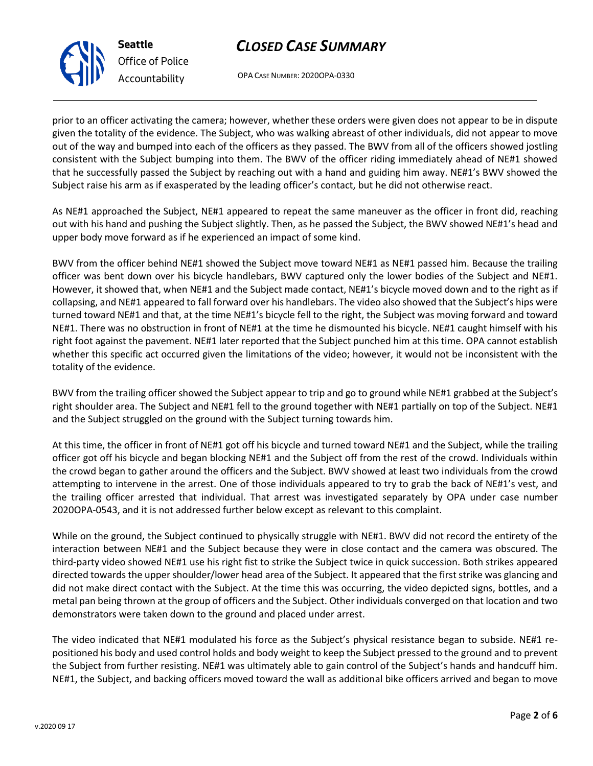prior to an officer activating the camera; however, whether these orders were given does not appear to be in dispute given the totality of the evidence. The Subject, who was walking abreast of other individuals, did not appear to move out of the way and bumped into each of the officers as they passed. The BWV from all of the officers showed jostling consistent with the Subject bumping into them. The BWV of the officer riding immediately ahead of NE#1 showed that he successfully passed the Subject by reaching out with a hand and guiding him away. NE#1's BWV showed the Subject raise his arm as if exasperated by the leading officer's contact, but he did not otherwise react.

As NE#1 approached the Subject, NE#1 appeared to repeat the same maneuver as the officer in front did, reaching out with his hand and pushing the Subject slightly. Then, as he passed the Subject, the BWV showed NE#1's head and upper body move forward as if he experienced an impact of some kind.

BWV from the officer behind NE#1 showed the Subject move toward NE#1 as NE#1 passed him. Because the trailing officer was bent down over his bicycle handlebars, BWV captured only the lower bodies of the Subject and NE#1. However, it showed that, when NE#1 and the Subject made contact, NE#1's bicycle moved down and to the right as if collapsing, and NE#1 appeared to fall forward over his handlebars. The video also showed that the Subject's hips were turned toward NE#1 and that, at the time NE#1's bicycle fell to the right, the Subject was moving forward and toward NE#1. There was no obstruction in front of NE#1 at the time he dismounted his bicycle. NE#1 caught himself with his right foot against the pavement. NE#1 later reported that the Subject punched him at this time. OPA cannot establish whether this specific act occurred given the limitations of the video; however, it would not be inconsistent with the totality of the evidence.

BWV from the trailing officer showed the Subject appear to trip and go to ground while NE#1 grabbed at the Subject's right shoulder area. The Subject and NE#1 fell to the ground together with NE#1 partially on top of the Subject. NE#1 and the Subject struggled on the ground with the Subject turning towards him.

At this time, the officer in front of NE#1 got off his bicycle and turned toward NE#1 and the Subject, while the trailing officer got off his bicycle and began blocking NE#1 and the Subject off from the rest of the crowd. Individuals within the crowd began to gather around the officers and the Subject. BWV showed at least two individuals from the crowd attempting to intervene in the arrest. One of those individuals appeared to try to grab the back of NE#1's vest, and the trailing officer arrested that individual. That arrest was investigated separately by OPA under case number 2020OPA-0543, and it is not addressed further below except as relevant to this complaint.

While on the ground, the Subject continued to physically struggle with NE#1. BWV did not record the entirety of the interaction between NE#1 and the Subject because they were in close contact and the camera was obscured. The third-party video showed NE#1 use his right fist to strike the Subject twice in quick succession. Both strikes appeared directed towards the upper shoulder/lower head area of the Subject. It appeared that the first strike was glancing and did not make direct contact with the Subject. At the time this was occurring, the video depicted signs, bottles, and a metal pan being thrown at the group of officers and the Subject. Other individuals converged on that location and two demonstrators were taken down to the ground and placed under arrest.

The video indicated that NE#1 modulated his force as the Subject's physical resistance began to subside. NE#1 re-positioned his body and used control holds and body weight to keep the Subject pressed to the ground and to prevent the Subject from further resisting. NE#1 was ultimately able to gain control of the Subject's hands and handcuff him. NE#1, the Subject, and backing officers moved toward the wall as additional bike officers arrived and began to move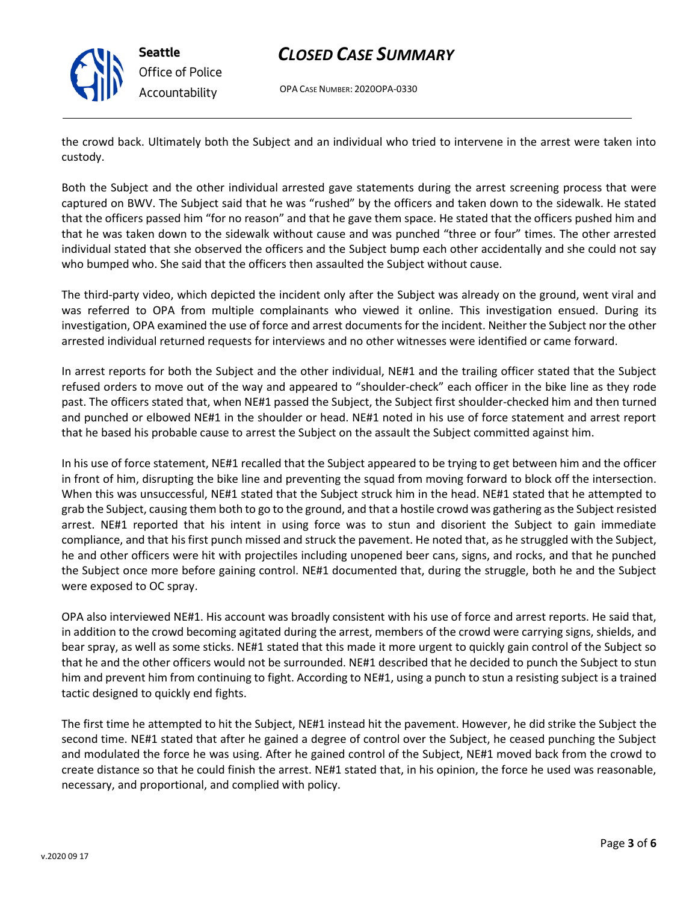the crowd back. Ultimately both the Subject and an individual who tried to intervene in the arrest were taken into custody.

Both the Subject and the other individual arrested gave statements during the arrest screening process that were captured on BWV. The Subject said that he was "rushed" by the officers and taken down to the sidewalk. He stated that the officers passed him "for no reason" and that he gave them space. He stated that the officers pushed him and that he was taken down to the sidewalk without cause and was punched "three or four" times. The other arrested individual stated that she observed the officers and the Subject bump each other accidentally and she could not say who bumped who. She said that the officers then assaulted the Subject without cause.

The third-party video, which depicted the incident only after the Subject was already on the ground, went viral and was referred to OPA from multiple complainants who viewed it online. This investigation ensued. During its investigation, OPA examined the use of force and arrest documents for the incident. Neither the Subject nor the other arrested individual returned requests for interviews and no other witnesses were identified or came forward.

In arrest reports for both the Subject and the other individual, NE#1 and the trailing officer stated that the Subject refused orders to move out of the way and appeared to "shoulder-check" each officer in the bike line as they rode past. The officers stated that, when NE#1 passed the Subject, the Subject first shoulder-checked him and then turned and punched or elbowed NE#1 in the shoulder or head. NE#1 noted in his use of force statement and arrest report that he based his probable cause to arrest the Subject on the assault the Subject committed against him.

In his use of force statement, NE#1 recalled that the Subject appeared to be trying to get between him and the officer in front of him, disrupting the bike line and preventing the squad from moving forward to block off the intersection. When this was unsuccessful, NE#1 stated that the Subject struck him in the head. NE#1 stated that he attempted to grab the Subject, causing them both to go to the ground, and that a hostile crowd was gathering as the Subject resisted arrest. NE#1 reported that his intent in using force was to stun and disorient the Subject to gain immediate compliance, and that his first punch missed and struck the pavement. He noted that, as he struggled with the Subject, he and other officers were hit with projectiles including unopened beer cans, signs, and rocks, and that he punched the Subject once more before gaining control. NE#1 documented that, during the struggle, both he and the Subject were exposed to OC spray.

OPA also interviewed NE#1. His account was broadly consistent with his use of force and arrest reports. He said that, in addition to the crowd becoming agitated during the arrest, members of the crowd were carrying signs, shields, and bear spray, as well as some sticks. NE#1 stated that this made it more urgent to quickly gain control of the Subject so that he and the other officers would not be surrounded. NE#1 described that he decided to punch the Subject to stun him and prevent him from continuing to fight. According to NE#1, using a punch to stun a resisting subject is a trained tactic designed to quickly end fights.

The first time he attempted to hit the Subject, NE#1 instead hit the pavement. However, he did strike the Subject the second time. NE#1 stated that after he gained a degree of control over the Subject, he ceased punching the Subject and modulated the force he was using. After he gained control of the Subject, NE#1 moved back from the crowd to create distance so that he could finish the arrest. NE#1 stated that, in his opinion, the force he used was reasonable, necessary, and proportional, and complied with policy.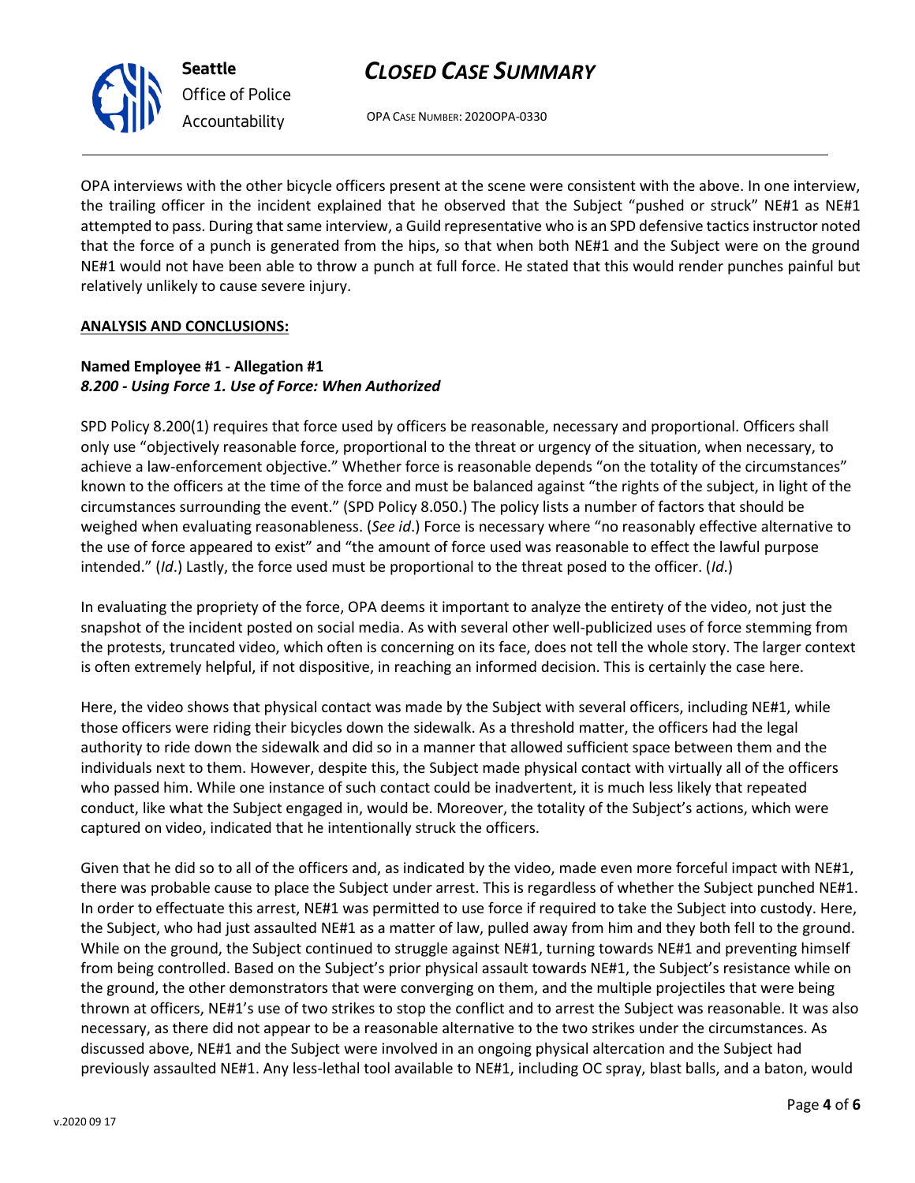OPA interviews with the other bicycle officers present at the scene were consistent with the above. In one interview, the trailing officer in the incident explained that he observed that the Subject "pushed or struck" NE#1 as NE#1 attempted to pass. During that same interview, a Guild representative who is an SPD defensive tactics instructor noted that the force of a punch is generated from the hips, so that when both NE#1 and the Subject were on the ground NE#1 would not have been able to throw a punch at full force. He stated that this would render punches painful but relatively unlikely to cause severe injury.

**ANALYSIS AND CONCLUSIONS:**

**Named Employee #1 - Allegation #1**
***8.200 - Using Force 1. Use of Force: When Authorized***

SPD Policy 8.200(1) requires that force used by officers be reasonable, necessary and proportional. Officers shall only use "objectively reasonable force, proportional to the threat or urgency of the situation, when necessary, to achieve a law-enforcement objective." Whether force is reasonable depends "on the totality of the circumstances" known to the officers at the time of the force and must be balanced against "the rights of the subject, in light of the circumstances surrounding the event." (SPD Policy 8.050.) The policy lists a number of factors that should be weighed when evaluating reasonableness. (*See id*.) Force is necessary where "no reasonably effective alternative to the use of force appeared to exist" and "the amount of force used was reasonable to effect the lawful purpose intended." (*Id*.) Lastly, the force used must be proportional to the threat posed to the officer. (*Id*.)

In evaluating the propriety of the force, OPA deems it important to analyze the entirety of the video, not just the snapshot of the incident posted on social media. As with several other well-publicized uses of force stemming from the protests, truncated video, which often is concerning on its face, does not tell the whole story. The larger context is often extremely helpful, if not dispositive, in reaching an informed decision. This is certainly the case here.

Here, the video shows that physical contact was made by the Subject with several officers, including NE#1, while those officers were riding their bicycles down the sidewalk. As a threshold matter, the officers had the legal authority to ride down the sidewalk and did so in a manner that allowed sufficient space between them and the individuals next to them. However, despite this, the Subject made physical contact with virtually all of the officers who passed him. While one instance of such contact could be inadvertent, it is much less likely that repeated conduct, like what the Subject engaged in, would be. Moreover, the totality of the Subject's actions, which were captured on video, indicated that he intentionally struck the officers.

Given that he did so to all of the officers and, as indicated by the video, made even more forceful impact with NE#1, there was probable cause to place the Subject under arrest. This is regardless of whether the Subject punched NE#1. In order to effectuate this arrest, NE#1 was permitted to use force if required to take the Subject into custody. Here, the Subject, who had just assaulted NE#1 as a matter of law, pulled away from him and they both fell to the ground. While on the ground, the Subject continued to struggle against NE#1, turning towards NE#1 and preventing himself from being controlled. Based on the Subject's prior physical assault towards NE#1, the Subject's resistance while on the ground, the other demonstrators that were converging on them, and the multiple projectiles that were being thrown at officers, NE#1's use of two strikes to stop the conflict and to arrest the Subject was reasonable. It was also necessary, as there did not appear to be a reasonable alternative to the two strikes under the circumstances. As discussed above, NE#1 and the Subject were involved in an ongoing physical altercation and the Subject had previously assaulted NE#1. Any less-lethal tool available to NE#1, including OC spray, blast balls, and a baton, would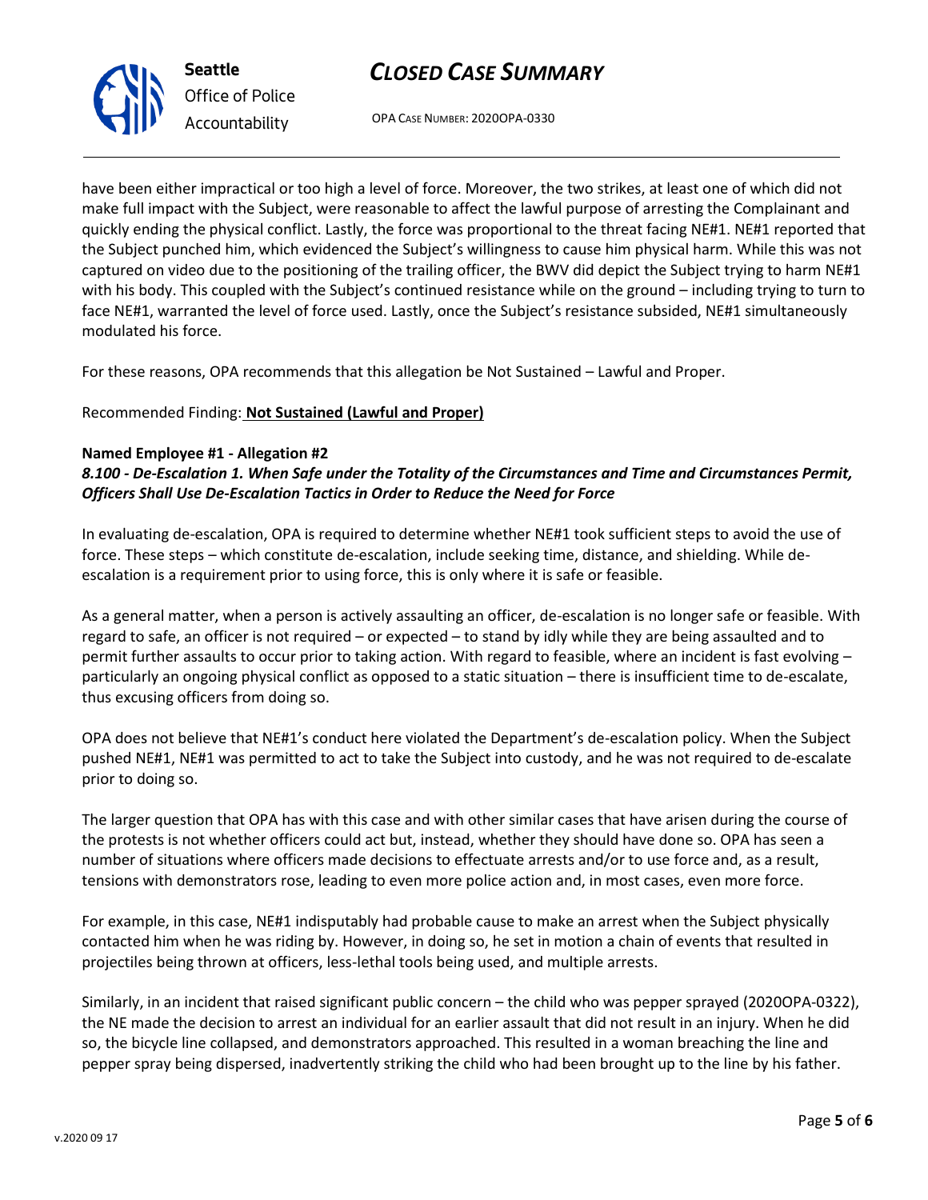have been either impractical or too high a level of force. Moreover, the two strikes, at least one of which did not make full impact with the Subject, were reasonable to affect the lawful purpose of arresting the Complainant and quickly ending the physical conflict. Lastly, the force was proportional to the threat facing NE#1. NE#1 reported that the Subject punched him, which evidenced the Subject's willingness to cause him physical harm. While this was not captured on video due to the positioning of the trailing officer, the BWV did depict the Subject trying to harm NE#1 with his body. This coupled with the Subject's continued resistance while on the ground – including trying to turn to face NE#1, warranted the level of force used. Lastly, once the Subject's resistance subsided, NE#1 simultaneously modulated his force.

For these reasons, OPA recommends that this allegation be Not Sustained – Lawful and Proper.

Recommended Finding: **Not Sustained (Lawful and Proper)**

**Named Employee #1 - Allegation #2**
***8.100 - De-Escalation 1. When Safe under the Totality of the Circumstances and Time and Circumstances Permit, Officers Shall Use De-Escalation Tactics in Order to Reduce the Need for Force***

In evaluating de-escalation, OPA is required to determine whether NE#1 took sufficient steps to avoid the use of force. These steps – which constitute de-escalation, include seeking time, distance, and shielding. While de-escalation is a requirement prior to using force, this is only where it is safe or feasible.

As a general matter, when a person is actively assaulting an officer, de-escalation is no longer safe or feasible. With regard to safe, an officer is not required – or expected – to stand by idly while they are being assaulted and to permit further assaults to occur prior to taking action. With regard to feasible, where an incident is fast evolving – particularly an ongoing physical conflict as opposed to a static situation – there is insufficient time to de-escalate, thus excusing officers from doing so.

OPA does not believe that NE#1's conduct here violated the Department's de-escalation policy. When the Subject pushed NE#1, NE#1 was permitted to act to take the Subject into custody, and he was not required to de-escalate prior to doing so.

The larger question that OPA has with this case and with other similar cases that have arisen during the course of the protests is not whether officers could act but, instead, whether they should have done so. OPA has seen a number of situations where officers made decisions to effectuate arrests and/or to use force and, as a result, tensions with demonstrators rose, leading to even more police action and, in most cases, even more force.

For example, in this case, NE#1 indisputably had probable cause to make an arrest when the Subject physically contacted him when he was riding by. However, in doing so, he set in motion a chain of events that resulted in projectiles being thrown at officers, less-lethal tools being used, and multiple arrests.

Similarly, in an incident that raised significant public concern – the child who was pepper sprayed (2020OPA-0322), the NE made the decision to arrest an individual for an earlier assault that did not result in an injury. When he did so, the bicycle line collapsed, and demonstrators approached. This resulted in a woman breaching the line and pepper spray being dispersed, inadvertently striking the child who had been brought up to the line by his father.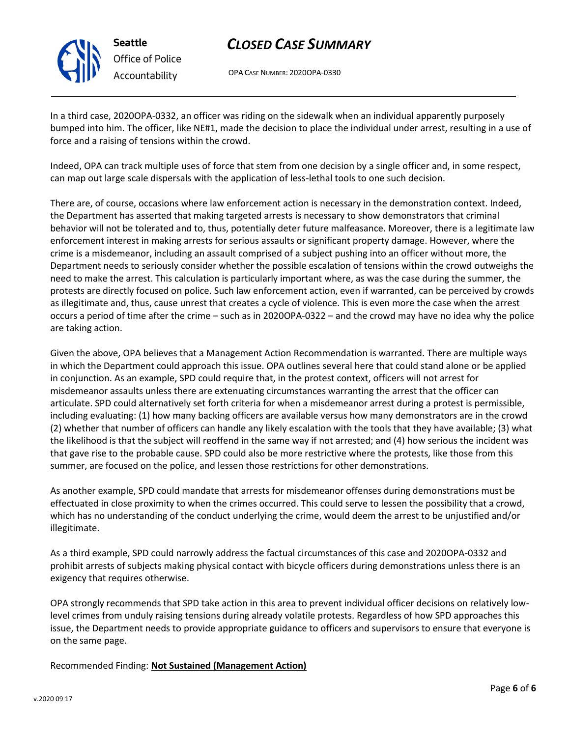In a third case, 2020OPA-0332, an officer was riding on the sidewalk when an individual apparently purposely bumped into him. The officer, like NE#1, made the decision to place the individual under arrest, resulting in a use of force and a raising of tensions within the crowd.

Indeed, OPA can track multiple uses of force that stem from one decision by a single officer and, in some respect, can map out large scale dispersals with the application of less-lethal tools to one such decision.

There are, of course, occasions where law enforcement action is necessary in the demonstration context. Indeed, the Department has asserted that making targeted arrests is necessary to show demonstrators that criminal behavior will not be tolerated and to, thus, potentially deter future malfeasance. Moreover, there is a legitimate law enforcement interest in making arrests for serious assaults or significant property damage. However, where the crime is a misdemeanor, including an assault comprised of a subject pushing into an officer without more, the Department needs to seriously consider whether the possible escalation of tensions within the crowd outweighs the need to make the arrest. This calculation is particularly important where, as was the case during the summer, the protests are directly focused on police. Such law enforcement action, even if warranted, can be perceived by crowds as illegitimate and, thus, cause unrest that creates a cycle of violence. This is even more the case when the arrest occurs a period of time after the crime – such as in 2020OPA-0322 – and the crowd may have no idea why the police are taking action.

Given the above, OPA believes that a Management Action Recommendation is warranted. There are multiple ways in which the Department could approach this issue. OPA outlines several here that could stand alone or be applied in conjunction. As an example, SPD could require that, in the protest context, officers will not arrest for misdemeanor assaults unless there are extenuating circumstances warranting the arrest that the officer can articulate. SPD could alternatively set forth criteria for when a misdemeanor arrest during a protest is permissible, including evaluating: (1) how many backing officers are available versus how many demonstrators are in the crowd (2) whether that number of officers can handle any likely escalation with the tools that they have available; (3) what the likelihood is that the subject will reoffend in the same way if not arrested; and (4) how serious the incident was that gave rise to the probable cause. SPD could also be more restrictive where the protests, like those from this summer, are focused on the police, and lessen those restrictions for other demonstrations.

As another example, SPD could mandate that arrests for misdemeanor offenses during demonstrations must be effectuated in close proximity to when the crimes occurred. This could serve to lessen the possibility that a crowd, which has no understanding of the conduct underlying the crime, would deem the arrest to be unjustified and/or illegitimate.

As a third example, SPD could narrowly address the factual circumstances of this case and 2020OPA-0332 and prohibit arrests of subjects making physical contact with bicycle officers during demonstrations unless there is an exigency that requires otherwise.

OPA strongly recommends that SPD take action in this area to prevent individual officer decisions on relatively low-level crimes from unduly raising tensions during already volatile protests. Regardless of how SPD approaches this issue, the Department needs to provide appropriate guidance to officers and supervisors to ensure that everyone is on the same page.

Recommended Finding: **Not Sustained (Management Action)**